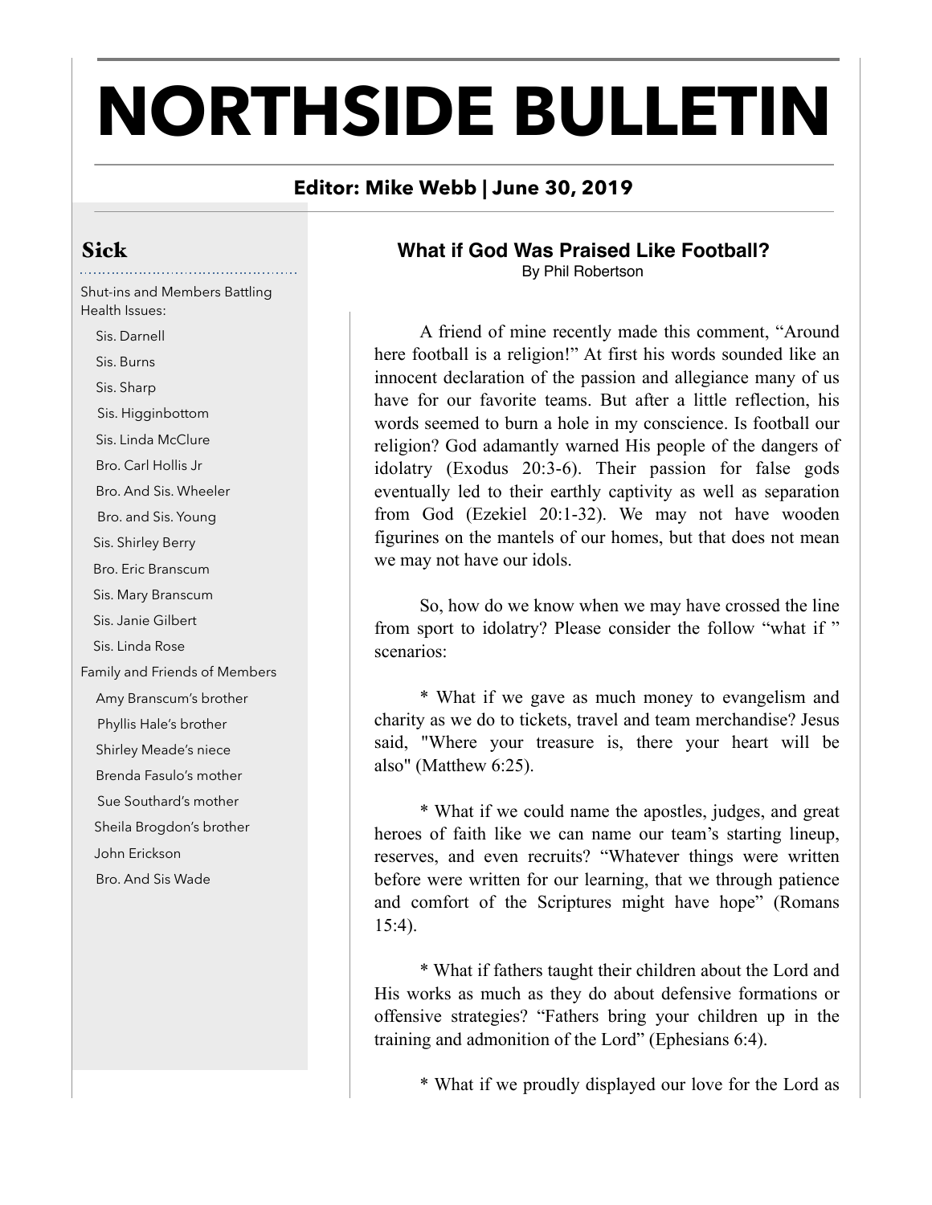# NORTHSIDE BULLETIN

**Editor: Mike Webb | June 30, 2019**

## Sick

Shut-ins and Members Battling Health Issues:

- Sis. Darnell
- Sis. Burns
- Sis. Sharp
- Sis. Higginbottom
- Sis. Linda McClure
- Bro. Carl Hollis Jr
- Bro. And Sis. Wheeler
- Bro. and Sis. Young
- Sis. Shirley Berry
- Bro. Eric Branscum
- Sis. Mary Branscum
- Sis. Janie Gilbert
- Sis. Linda Rose

Family and Friends of Members

- Amy Branscum's brother
- Phyllis Hale's brother
- Shirley Meade's niece
- Brenda Fasulo's mother
- Sue Southard's mother
- Sheila Brogdon's brother
- John Erickson
- Bro. And Sis Wade

## What if God Was Praised Like Football?

By Phil Robertson

A friend of mine recently made this comment, "Around here football is a religion!" At first his words sounded like an innocent declaration of the passion and allegiance many of us have for our favorite teams. But after a little reflection, his words seemed to burn a hole in my conscience. Is football our religion? God adamantly warned His people of the dangers of idolatry (Exodus 20:3-6). Their passion for false gods eventually led to their earthly captivity as well as separation from God (Ezekiel 20:1-32). We may not have wooden figurines on the mantels of our homes, but that does not mean we may not have our idols.

So, how do we know when we may have crossed the line from sport to idolatry? Please consider the follow "what if " scenarios:

* What if we gave as much money to evangelism and charity as we do to tickets, travel and team merchandise? Jesus said, "Where your treasure is, there your heart will be also" (Matthew 6:25).

* What if we could name the apostles, judges, and great heroes of faith like we can name our team's starting lineup, reserves, and even recruits? "Whatever things were written before were written for our learning, that we through patience and comfort of the Scriptures might have hope" (Romans 15:4).

* What if fathers taught their children about the Lord and His works as much as they do about defensive formations or offensive strategies? "Fathers bring your children up in the training and admonition of the Lord" (Ephesians 6:4).

* What if we proudly displayed our love for the Lord as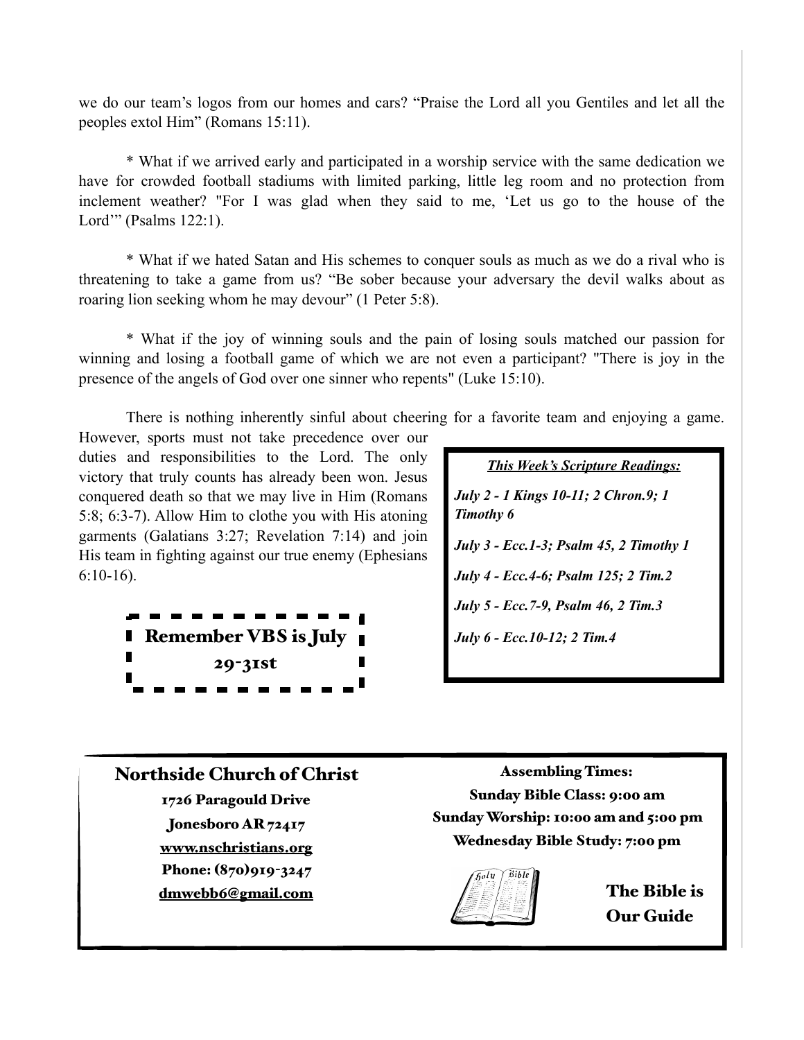we do our team's logos from our homes and cars? "Praise the Lord all you Gentiles and let all the peoples extol Him" (Romans 15:11).

* What if we arrived early and participated in a worship service with the same dedication we have for crowded football stadiums with limited parking, little leg room and no protection from inclement weather? "For I was glad when they said to me, 'Let us go to the house of the Lord'" (Psalms 122:1).

* What if we hated Satan and His schemes to conquer souls as much as we do a rival who is threatening to take a game from us? "Be sober because your adversary the devil walks about as roaring lion seeking whom he may devour" (1 Peter 5:8).

* What if the joy of winning souls and the pain of losing souls matched our passion for winning and losing a football game of which we are not even a participant? "There is joy in the presence of the angels of God over one sinner who repents" (Luke 15:10).

There is nothing inherently sinful about cheering for a favorite team and enjoying a game. However, sports must not take precedence over our duties and responsibilities to the Lord. The only victory that truly counts has already been won. Jesus conquered death so that we may live in Him (Romans 5:8; 6:3-7). Allow Him to clothe you with His atoning garments (Galatians 3:27; Revelation 7:14) and join His team in fighting against our true enemy (Ephesians 6:10-16).

**Remember VBS is July 29-31st**

***This Week's Scripture Readings:***

***July 2 - 1 Kings 10-11; 2 Chron.9; 1 Timothy 6***

***July 3 - Ecc.1-3; Psalm 45, 2 Timothy 1***

***July 4 - Ecc.4-6; Psalm 125; 2 Tim.2***

***July 5 - Ecc.7-9, Psalm 46, 2 Tim.3***

***July 6 - Ecc.10-12; 2 Tim.4***

**Northside Church of Christ**

1726 Paragould Drive

Jonesboro AR 72417

www.nschristians.org

Phone: (870)919-3247

dmwebb6@gmail.com

**Assembling Times:**

Sunday Bible Class: 9:00 am

Sunday Worship: 10:00 am and 5:00 pm

Wednesday Bible Study: 7:00 pm

**The Bible is Our Guide**